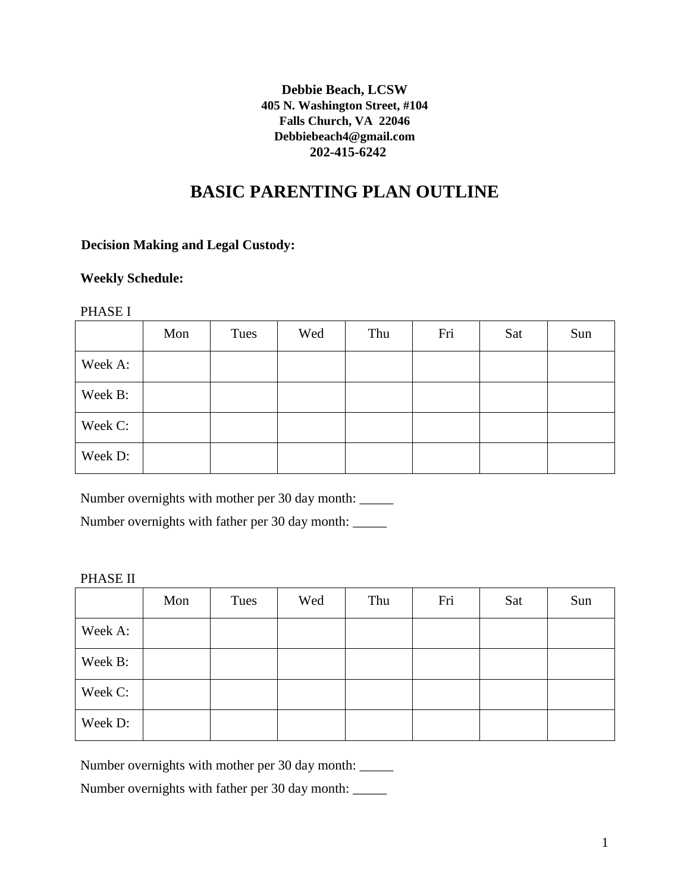**Debbie Beach, LCSW**
**405 N. Washington Street, #104**
**Falls Church, VA 22046**
**Debbiebeach4@gmail.com**
**202-415-6242**

# BASIC PARENTING PLAN OUTLINE

**Decision Making and Legal Custody:**

**Weekly Schedule:**

PHASE I

| | Mon | Tues | Wed | Thu | Fri | Sat | Sun |
|---|---|---|---|---|---|---|---|
| Week A: | | | | | | | |
| Week B: | | | | | | | |
| Week C: | | | | | | | |
| Week D: | | | | | | | |

Number overnights with mother per 30 day month: _____

Number overnights with father per 30 day month: _____

PHASE II

| | Mon | Tues | Wed | Thu | Fri | Sat | Sun |
|---|---|---|---|---|---|---|---|
| Week A: | | | | | | | |
| Week B: | | | | | | | |
| Week C: | | | | | | | |
| Week D: | | | | | | | |

Number overnights with mother per 30 day month: _____

Number overnights with father per 30 day month: _____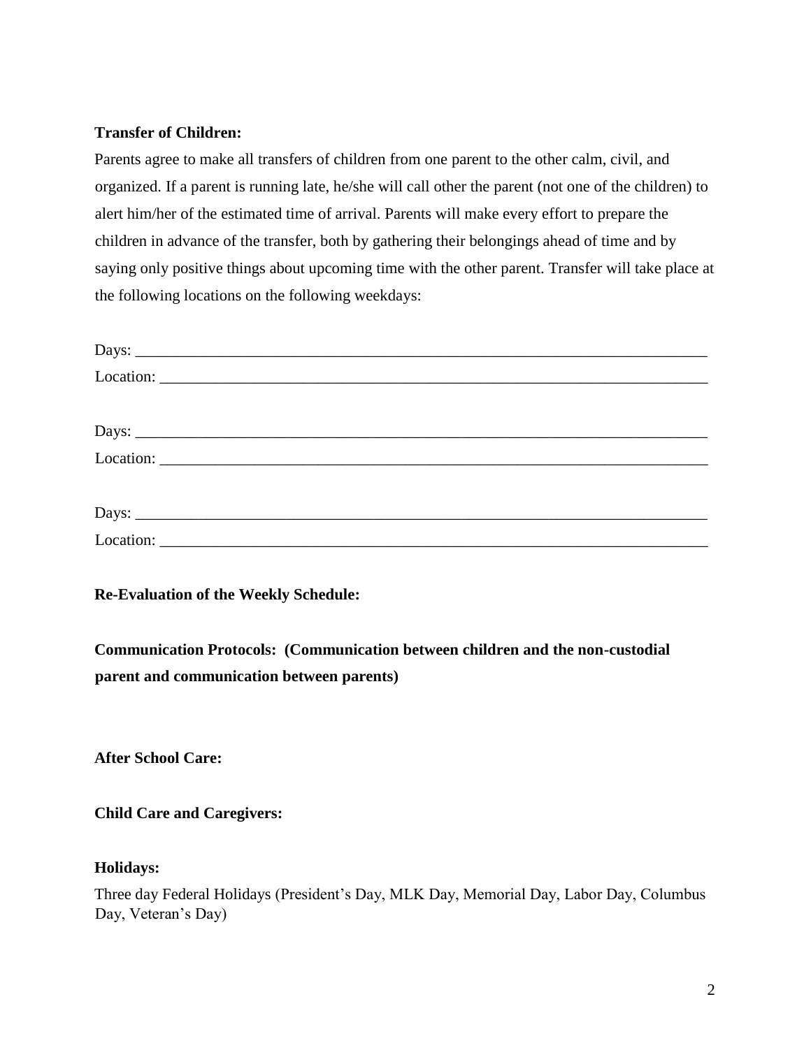**Transfer of Children:**

Parents agree to make all transfers of children from one parent to the other calm, civil, and organized. If a parent is running late, he/she will call other the parent (not one of the children) to alert him/her of the estimated time of arrival. Parents will make every effort to prepare the children in advance of the transfer, both by gathering their belongings ahead of time and by saying only positive things about upcoming time with the other parent. Transfer will take place at the following locations on the following weekdays:

Days: ___________________________________________________________________________

Location: ________________________________________________________________________

Days: ___________________________________________________________________________

Location: ________________________________________________________________________

Days: ___________________________________________________________________________

Location: ________________________________________________________________________

**Re-Evaluation of the Weekly Schedule:**

**Communication Protocols: (Communication between children and the non-custodial parent and communication between parents)**

**After School Care:**

**Child Care and Caregivers:**

**Holidays:**

Three day Federal Holidays (President's Day, MLK Day, Memorial Day, Labor Day, Columbus Day, Veteran's Day)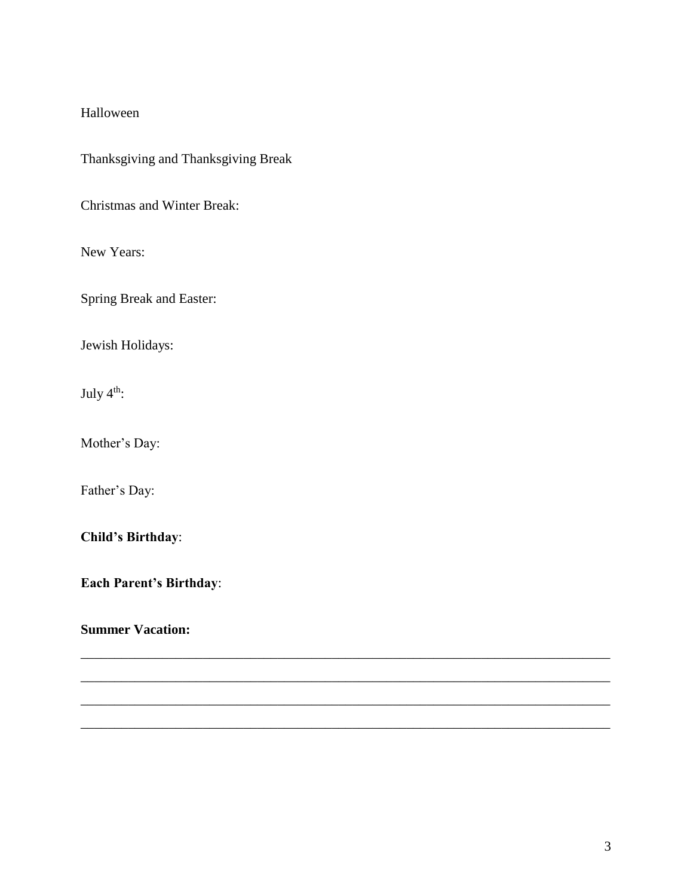Halloween

Thanksgiving and Thanksgiving Break

Christmas and Winter Break:

New Years:

Spring Break and Easter:

Jewish Holidays:

July $4^{th}$:

Mother's Day:

Father's Day:

**Child's Birthday**:

**Each Parent's Birthday**:

**Summer Vacation:**

_____________________________________________________________________________

_____________________________________________________________________________

_____________________________________________________________________________

_____________________________________________________________________________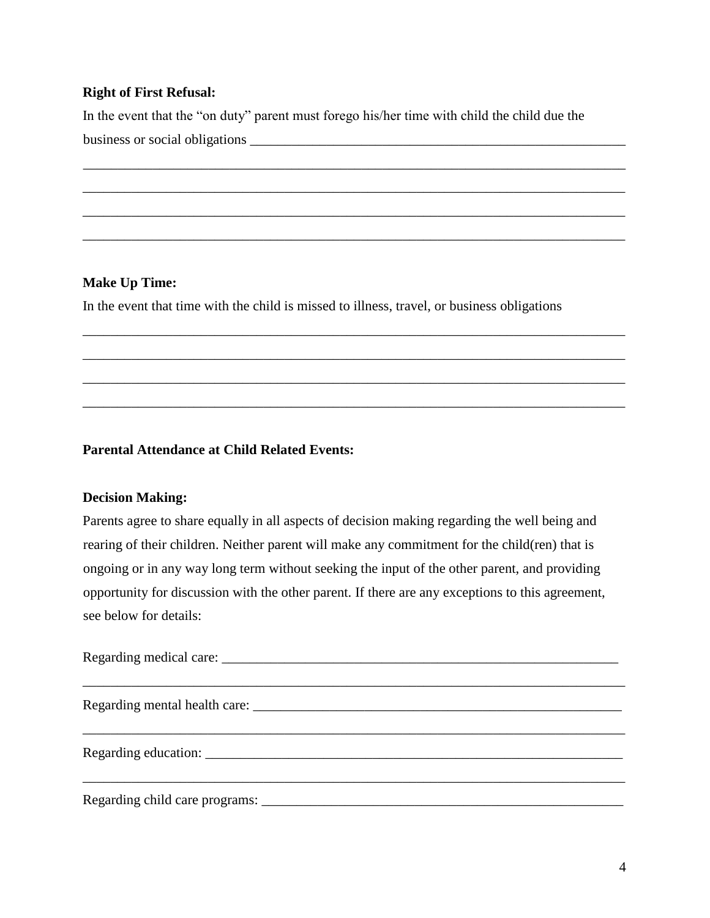**Right of First Refusal:**

In the event that the “on duty” parent must forego his/her time with child the child due the business or social obligations ___________________________________________________________

_________________________________________________________________________________

_________________________________________________________________________________

_________________________________________________________________________________

_________________________________________________________________________________

**Make Up Time:**

In the event that time with the child is missed to illness, travel, or business obligations

_________________________________________________________________________________

_________________________________________________________________________________

_________________________________________________________________________________

_________________________________________________________________________________

**Parental Attendance at Child Related Events:**

**Decision Making:**

Parents agree to share equally in all aspects of decision making regarding the well being and rearing of their children. Neither parent will make any commitment for the child(ren) that is ongoing or in any way long term without seeking the input of the other parent, and providing opportunity for discussion with the other parent. If there are any exceptions to this agreement, see below for details:

Regarding medical care: _____________________________________________________________

_________________________________________________________________________________

Regarding mental health care: ________________________________________________________

_________________________________________________________________________________

Regarding education: ________________________________________________________________

_________________________________________________________________________________

Regarding child care programs: _______________________________________________________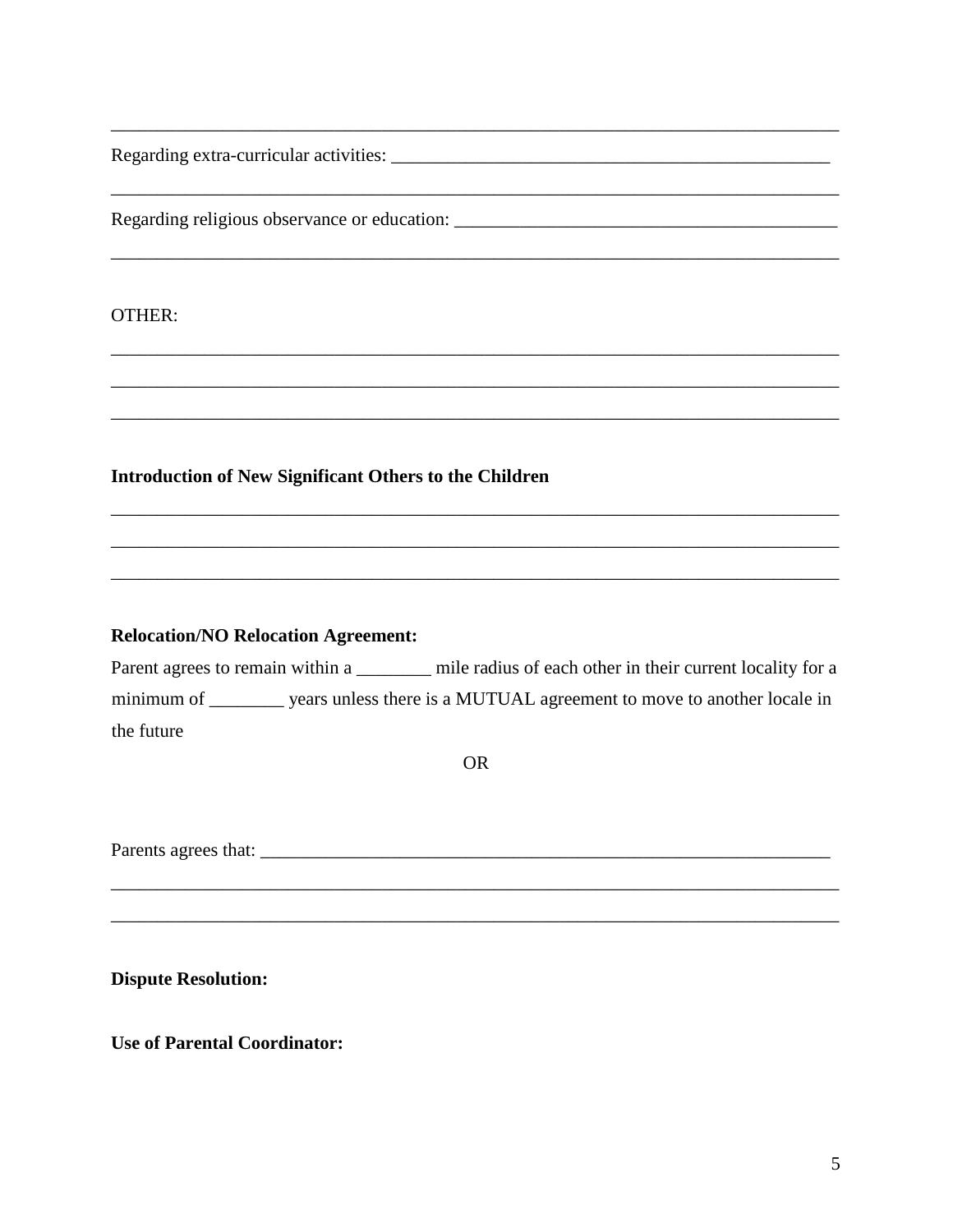________________________________________________________________________________

Regarding extra-curricular activities: ________________________________________________

________________________________________________________________________________

Regarding religious observance or education: ___________________________________________

________________________________________________________________________________

OTHER:

________________________________________________________________________________

________________________________________________________________________________

________________________________________________________________________________

**Introduction of New Significant Others to the Children**

________________________________________________________________________________

________________________________________________________________________________

________________________________________________________________________________

**Relocation/NO Relocation Agreement:**

Parent agrees to remain within a ________ mile radius of each other in their current locality for a minimum of ________ years unless there is a MUTUAL agreement to move to another locale in the future

OR

Parents agrees that: _______________________________________________________________

________________________________________________________________________________

________________________________________________________________________________

**Dispute Resolution:**

**Use of Parental Coordinator:**